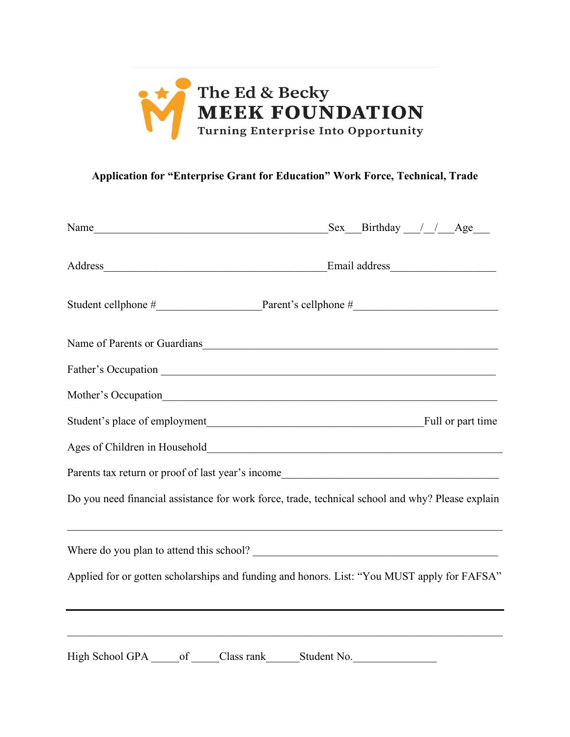The Ed & Becky
**MEEK FOUNDATION**
Turning Enterprise Into Opportunity

**Application for "Enterprise Grant for Education" Work Force, Technical, Trade**

Name_____________________________________________Sex___Birthday ___/__/___Age___

Address__________________________________________Email address___________________

Student cellphone #___________________Parent's cellphone #__________________________

Name of Parents or Guardians______________________________________________________

Father's Occupation _____________________________________________________________

Mother's Occupation_____________________________________________________________

Student's place of employment_______________________________________Full or part time

Ages of Children in Household______________________________________________________

Parents tax return or proof of last year's income_______________________________________

Do you need financial assistance for work force, trade, technical school and why? Please explain

_________________________________________________________________________________

Where do you plan to attend this school? _____________________________________________

Applied for or gotten scholarships and funding and honors. List: "You MUST apply for FAFSA"

_________________________________________________________________________________

_________________________________________________________________________________

High School GPA _____of _____Class rank______Student No.________________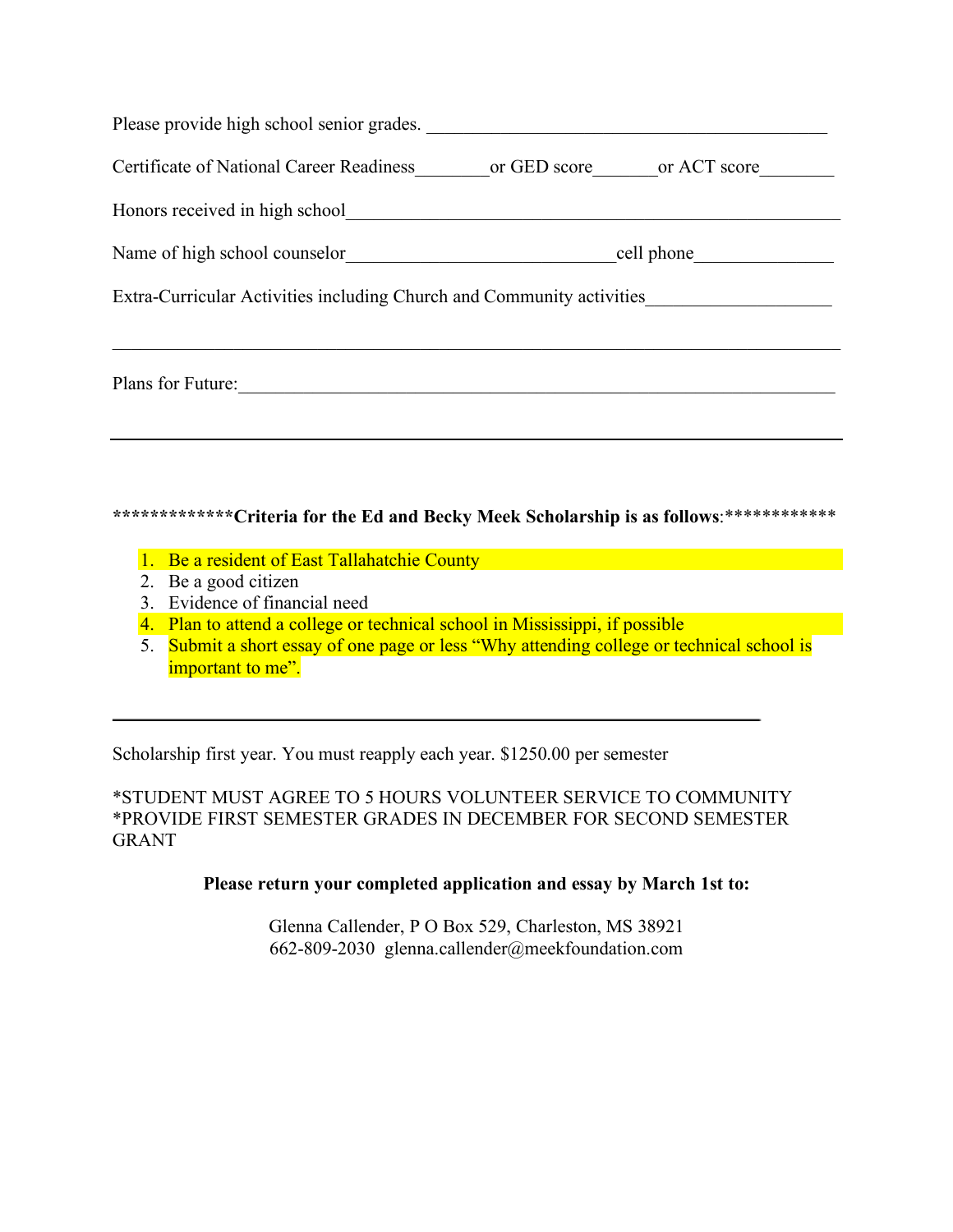Please provide high school senior grades. ____________________________________________

Certificate of National Career Readiness________or GED score_______or ACT score________

Honors received in high school______________________________________________________

Name of high school counselor____________________________cell phone_______________

Extra-Curricular Activities including Church and Community activities____________________

_______________________________________________________________________________

Plans for Future:_________________________________________________________________

---

**\*\*\*\*\*\*\*\*\*\*\*\*\*Criteria for the Ed and Becky Meek Scholarship is as follows**:\*\*\*\*\*\*\*\*\*\*\*\*

1. Be a resident of East Tallahatchie County
2. Be a good citizen
3. Evidence of financial need
4. Plan to attend a college or technical school in Mississippi, if possible
5. Submit a short essay of one page or less “Why attending college or technical school is important to me”.

---

Scholarship first year. You must reapply each year. $1250.00 per semester

\*STUDENT MUST AGREE TO 5 HOURS VOLUNTEER SERVICE TO COMMUNITY
\*PROVIDE FIRST SEMESTER GRADES IN DECEMBER FOR SECOND SEMESTER GRANT

**Please return your completed application and essay by March 1st to:**

Glenna Callender, P O Box 529, Charleston, MS 38921
662-809-2030 glenna.callender@meekfoundation.com